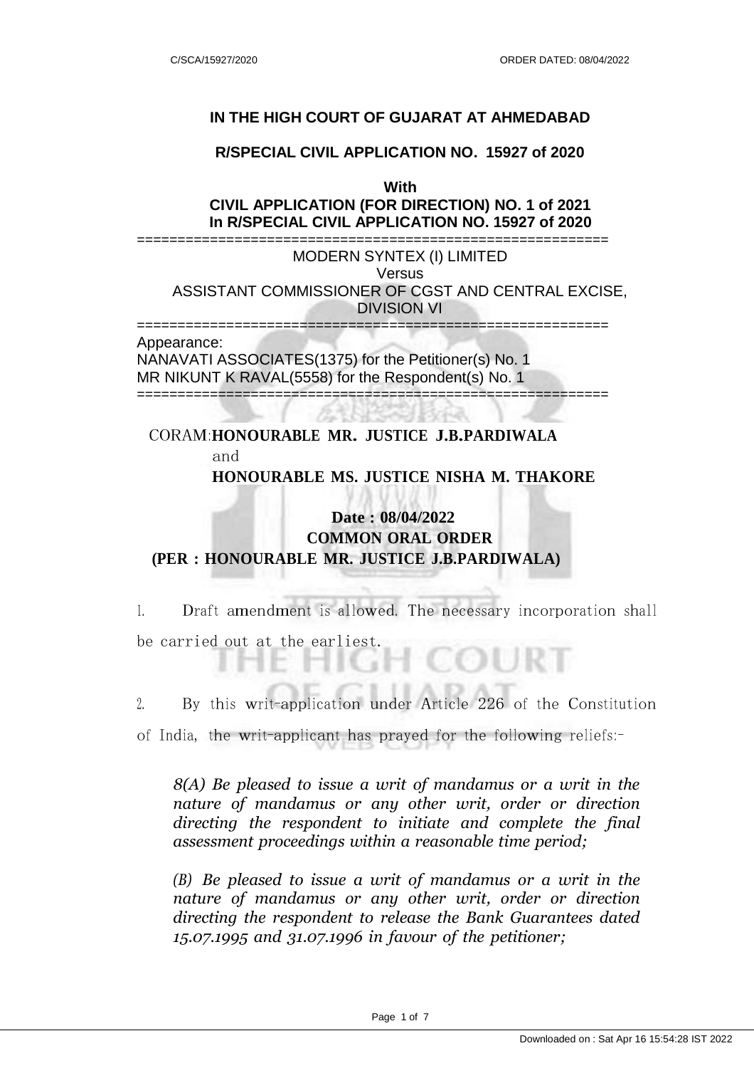# IN THE HIGH COURT OF GUJARAT AT AHMEDABAD

## R/SPECIAL CIVIL APPLICATION NO. 15927 of 2020

**With**

**CIVIL APPLICATION (FOR DIRECTION) NO. 1 of 2021**
**In R/SPECIAL CIVIL APPLICATION NO. 15927 of 2020**

==========================================================

MODERN SYNTEX (I) LIMITED

Versus

ASSISTANT COMMISSIONER OF CGST AND CENTRAL EXCISE, DIVISION VI

==========================================================

Appearance:

NANAVATI ASSOCIATES(1375) for the Petitioner(s) No. 1

MR NIKUNT K RAVAL(5558) for the Respondent(s) No. 1

==========================================================

CORAM: **HONOURABLE MR. JUSTICE J.B.PARDIWALA**

and

**HONOURABLE MS. JUSTICE NISHA M. THAKORE**

**Date : 08/04/2022**

**COMMON ORAL ORDER**

**(PER : HONOURABLE MR. JUSTICE J.B.PARDIWALA)**

1. Draft amendment is allowed. The necessary incorporation shall be carried out at the earliest.

2. By this writ-application under Article 226 of the Constitution of India, the writ-applicant has prayed for the following reliefs:-

> *8(A) Be pleased to issue a writ of mandamus or a writ in the nature of mandamus or any other writ, order or direction directing the respondent to initiate and complete the final assessment proceedings within a reasonable time period;*
>
> *(B) Be pleased to issue a writ of mandamus or a writ in the nature of mandamus or any other writ, order or direction directing the respondent to release the Bank Guarantees dated 15.07.1995 and 31.07.1996 in favour of the petitioner;*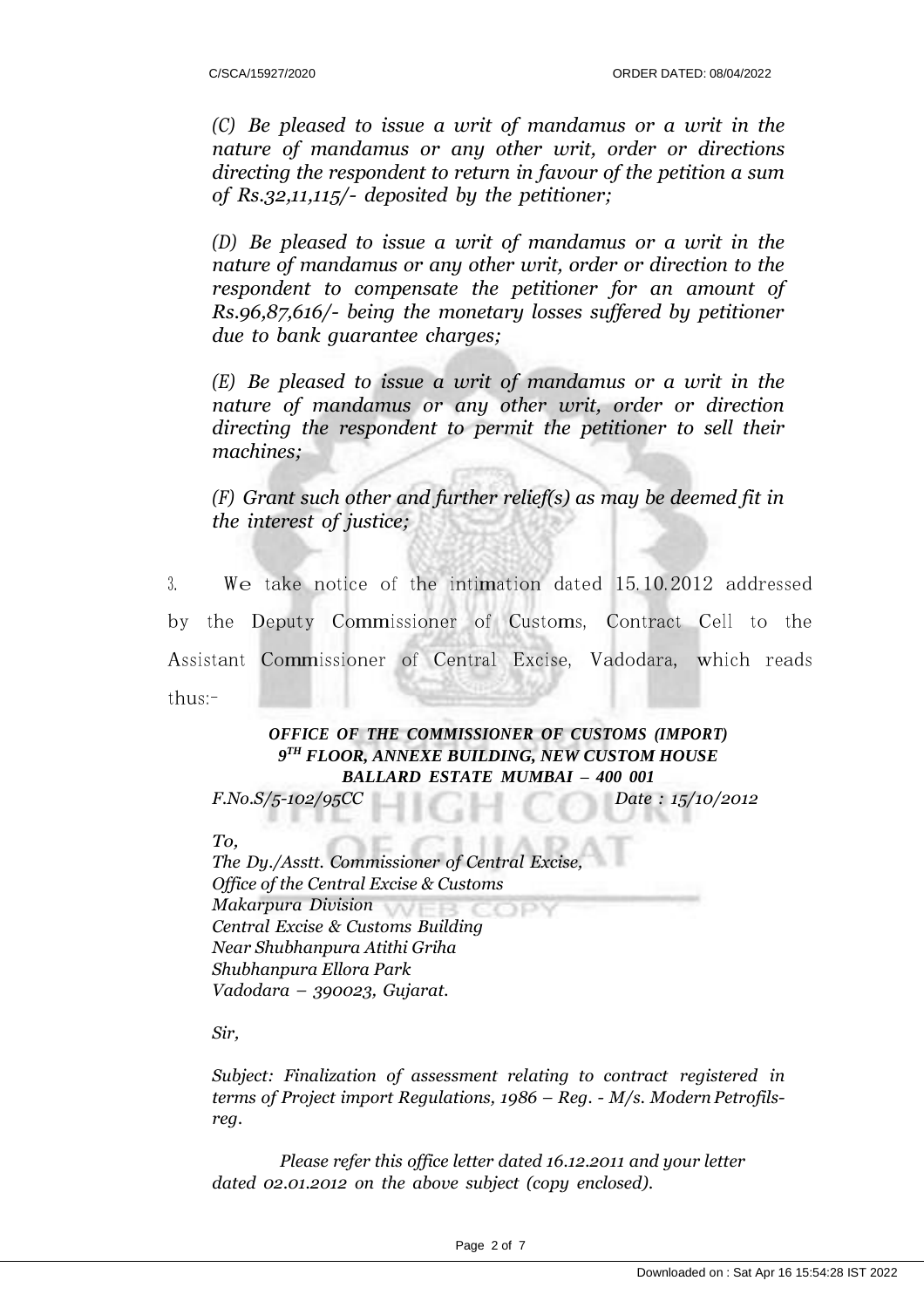*(C) Be pleased to issue a writ of mandamus or a writ in the nature of mandamus or any other writ, order or directions directing the respondent to return in favour of the petition a sum of Rs.32,11,115/- deposited by the petitioner;*

*(D) Be pleased to issue a writ of mandamus or a writ in the nature of mandamus or any other writ, order or direction to the respondent to compensate the petitioner for an amount of Rs.96,87,616/- being the monetary losses suffered by petitioner due to bank guarantee charges;*

*(E) Be pleased to issue a writ of mandamus or a writ in the nature of mandamus or any other writ, order or direction directing the respondent to permit the petitioner to sell their machines;*

*(F) Grant such other and further relief(s) as may be deemed fit in the interest of justice;*

3. We take notice of the intimation dated 15.10.2012 addressed by the Deputy Commissioner of Customs, Contract Cell to the Assistant Commissioner of Central Excise, Vadodara, which reads thus:-

***OFFICE OF THE COMMISSIONER OF CUSTOMS (IMPORT)***
***9TH FLOOR, ANNEXE BUILDING, NEW CUSTOM HOUSE***
***BALLARD ESTATE MUMBAI – 400 001***

*F.No.S/5-102/95CC* *Date : 15/10/2012*

*To,*
*The Dy./Asstt. Commissioner of Central Excise,*
*Office of the Central Excise & Customs*
*Makarpura Division*
*Central Excise & Customs Building*
*Near Shubhanpura Atithi Griha*
*Shubhanpura Ellora Park*
*Vadodara – 390023, Gujarat.*

*Sir,*

*Subject: Finalization of assessment relating to contract registered in terms of Project import Regulations, 1986 – Reg. - M/s. Modern Petrofils-reg.*

*Please refer this office letter dated 16.12.2011 and your letter dated 02.01.2012 on the above subject (copy enclosed).*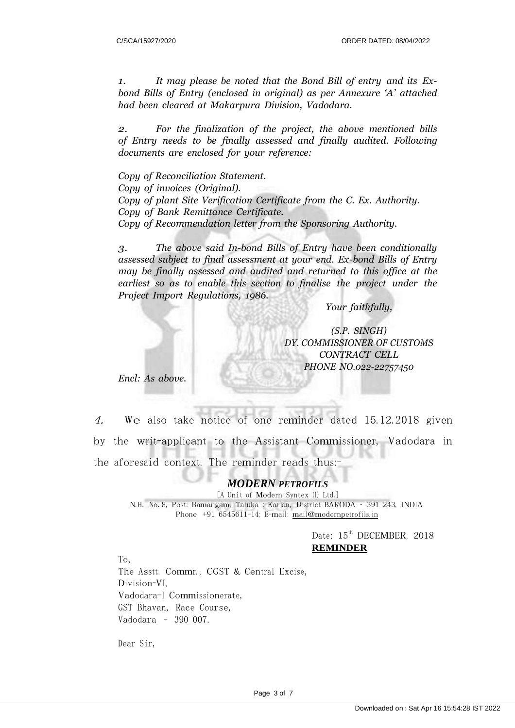*1. It may please be noted that the Bond Bill of entry and its Ex-bond Bills of Entry (enclosed in original) as per Annexure 'A' attached had been cleared at Makarpura Division, Vadodara.*

*2. For the finalization of the project, the above mentioned bills of Entry needs to be finally assessed and finally audited. Following documents are enclosed for your reference:*

*Copy of Reconciliation Statement.*
*Copy of invoices (Original).*
*Copy of plant Site Verification Certificate from the C. Ex. Authority.*
*Copy of Bank Remittance Certificate.*
*Copy of Recommendation letter from the Sponsoring Authority.*

*3. The above said In-bond Bills of Entry have been conditionally assessed subject to final assessment at your end. Ex-bond Bills of Entry may be finally assessed and audited and returned to this office at the earliest so as to enable this section to finalise the project under the Project Import Regulations, 1986.*

*Your faithfully,*

*(S.P. SINGH)*
*DY. COMMISSIONER OF CUSTOMS*
*CONTRACT CELL*
*PHONE NO.022-22757450*

*Encl: As above.*

*4.* We also take notice of one reminder dated 15.12.2018 given by the writ-applicant to the Assistant Commissioner, Vadodara in the aforesaid context. The reminder reads thus:-

***MODERN PETROFILS***
[A Unit of Modern Syntex (I) Ltd.]
N.H. No. 8, Post: Bamangam, Taluka : Karjan, District BARODA - 391 243, INDIA
Phone: +91 6545611-14; E-mail: mail@modernpetrofils.in

Date: 15th DECEMBER, 2018
**REMINDER**

To,
The Asstt. Commr., CGST & Central Excise,
Division-VI,
Vadodara-I Commissionerate,
GST Bhavan, Race Course,
Vadodara - 390 007.

Dear Sir,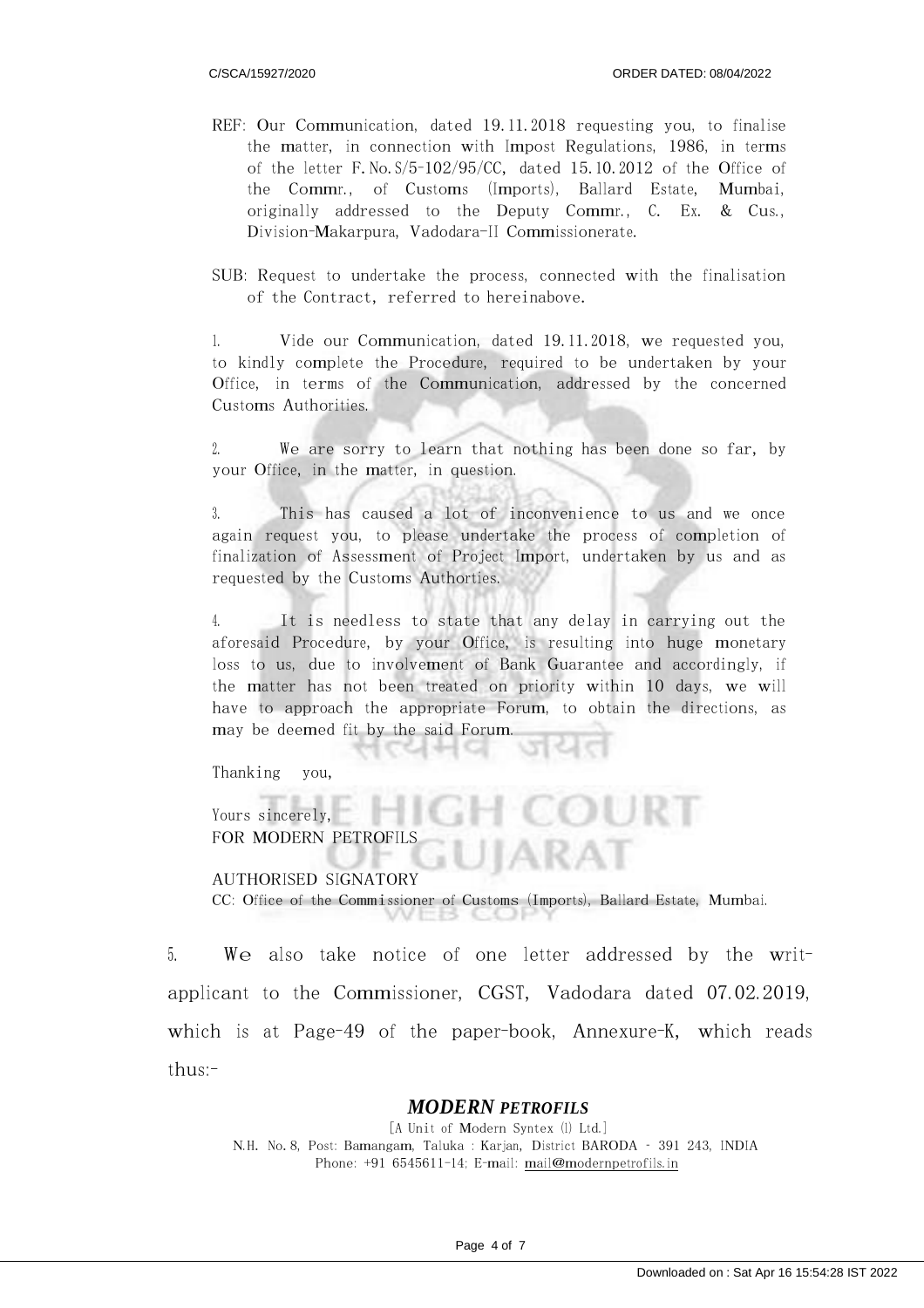REF: Our Communication, dated 19.11.2018 requesting you, to finalise the matter, in connection with Impost Regulations, 1986, in terms of the letter F.No.S/5-102/95/CC, dated 15.10.2012 of the Office of the Commr., of Customs (Imports), Ballard Estate, Mumbai, originally addressed to the Deputy Commr., C. Ex. & Cus., Division-Makarpura, Vadodara-II Commissionerate.

SUB: Request to undertake the process, connected with the finalisation of the Contract, referred to hereinabove.

1. Vide our Communication, dated 19.11.2018, we requested you, to kindly complete the Procedure, required to be undertaken by your Office, in terms of the Communication, addressed by the concerned Customs Authorities.

2. We are sorry to learn that nothing has been done so far, by your Office, in the matter, in question.

3. This has caused a lot of inconvenience to us and we once again request you, to please undertake the process of completion of finalization of Assessment of Project Import, undertaken by us and as requested by the Customs Authorties.

4. It is needless to state that any delay in carrying out the aforesaid Procedure, by your Office, is resulting into huge monetary loss to us, due to involvement of Bank Guarantee and accordingly, if the matter has not been treated on priority within 10 days, we will have to approach the appropriate Forum, to obtain the directions, as may be deemed fit by the said Forum.

Thanking you,

Yours sincerely,
FOR MODERN PETROFILS

AUTHORISED SIGNATORY
CC: Office of the Commissioner of Customs (Imports), Ballard Estate, Mumbai.

5. We also take notice of one letter addressed by the writ-applicant to the Commissioner, CGST, Vadodara dated 07.02.2019, which is at Page-49 of the paper-book, Annexure-K, which reads thus:-

***MODERN PETROFILS***

[A Unit of Modern Syntex (I) Ltd.]
N.H. No. 8, Post: Bamangam, Taluka : Karjan, District BARODA - 391 243, INDIA
Phone: +91 6545611-14; E-mail: mail@modernpetrofils.in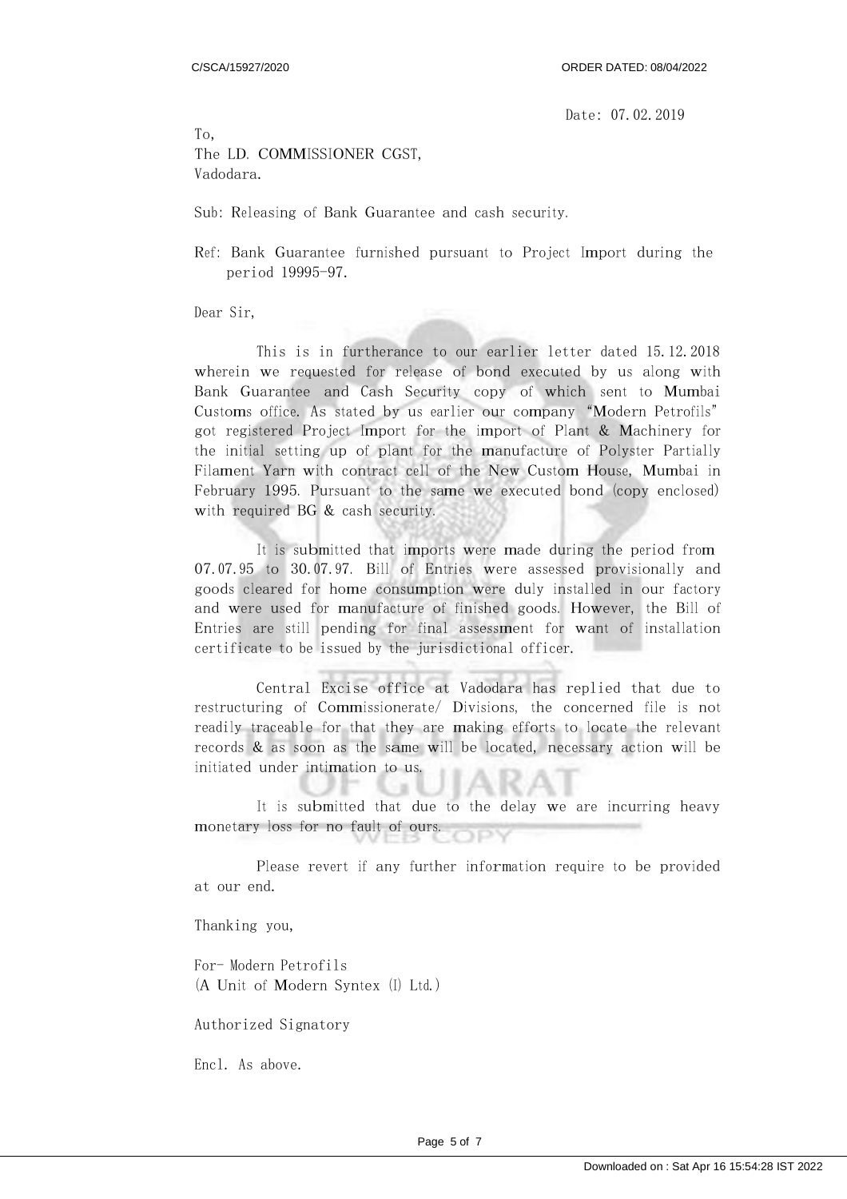Date: 07.02.2019

To,
The LD. COMMISSIONER CGST,
Vadodara.

Sub: Releasing of Bank Guarantee and cash security.

Ref: Bank Guarantee furnished pursuant to Project Import during the period 19995-97.

Dear Sir,

This is in furtherance to our earlier letter dated 15.12.2018 wherein we requested for release of bond executed by us along with Bank Guarantee and Cash Security copy of which sent to Mumbai Customs office. As stated by us earlier our company "Modern Petrofils" got registered Project Import for the import of Plant & Machinery for the initial setting up of plant for the manufacture of Polyster Partially Filament Yarn with contract cell of the New Custom House, Mumbai in February 1995. Pursuant to the same we executed bond (copy enclosed) with required BG & cash security.

It is submitted that imports were made during the period from 07.07.95 to 30.07.97. Bill of Entries were assessed provisionally and goods cleared for home consumption were duly installed in our factory and were used for manufacture of finished goods. However, the Bill of Entries are still pending for final assessment for want of installation certificate to be issued by the jurisdictional officer.

Central Excise office at Vadodara has replied that due to restructuring of Commissionerate/ Divisions, the concerned file is not readily traceable for that they are making efforts to locate the relevant records & as soon as the same will be located, necessary action will be initiated under intimation to us.

It is submitted that due to the delay we are incurring heavy monetary loss for no fault of ours.

Please revert if any further information require to be provided at our end.

Thanking you,

For- Modern Petrofils
(A Unit of Modern Syntex (I) Ltd.)

Authorized Signatory

Encl. As above.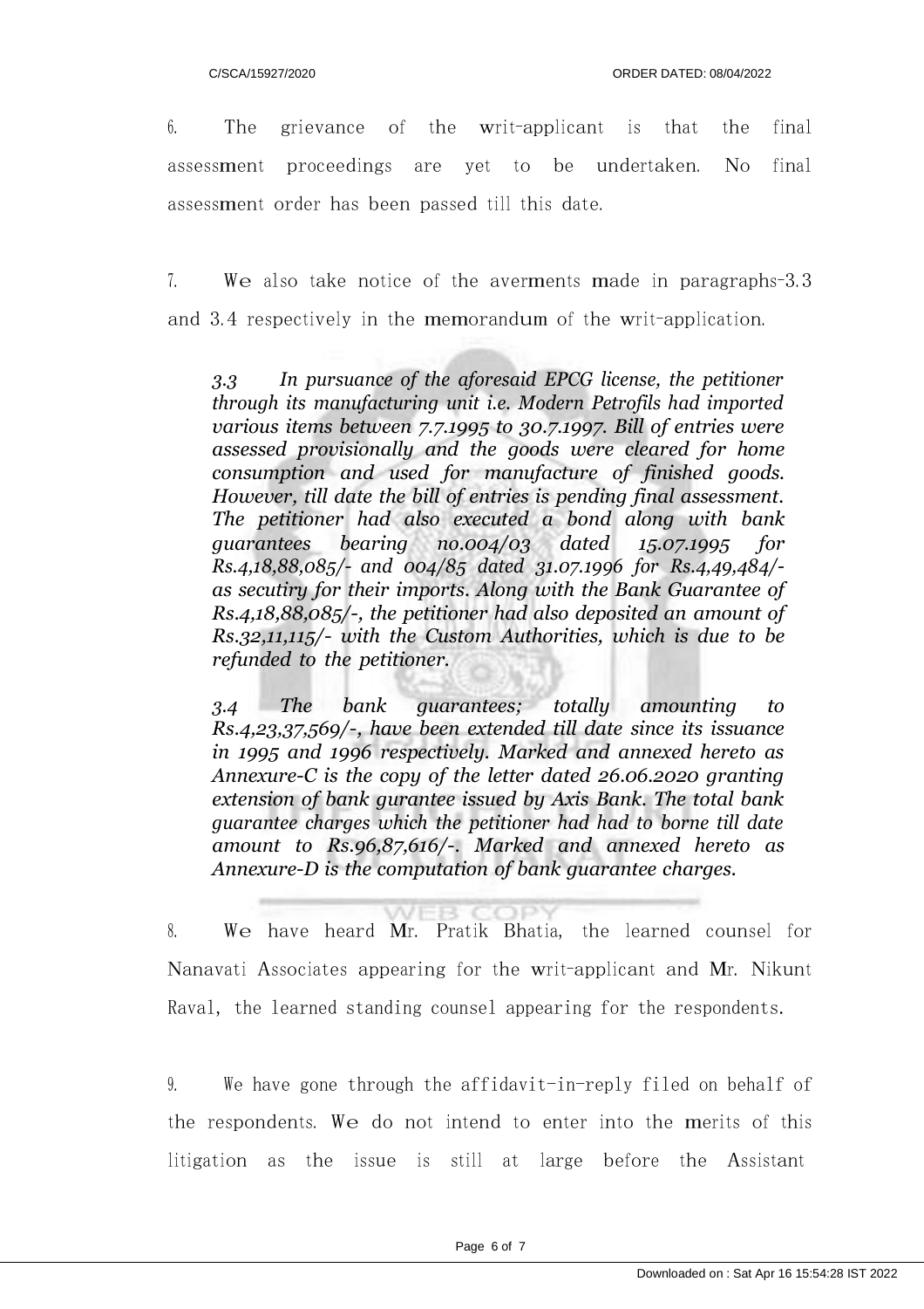6. The grievance of the writ-applicant is that the final assessment proceedings are yet to be undertaken. No final assessment order has been passed till this date.

7. We also take notice of the averments made in paragraphs-3.3 and 3.4 respectively in the memorandum of the writ-application.

> *3.3 In pursuance of the aforesaid EPCG license, the petitioner through its manufacturing unit i.e. Modern Petrofils had imported various items between 7.7.1995 to 30.7.1997. Bill of entries were assessed provisionally and the goods were cleared for home consumption and used for manufacture of finished goods. However, till date the bill of entries is pending final assessment. The petitioner had also executed a bond along with bank guarantees bearing no.004/03 dated 15.07.1995 for Rs.4,18,88,085/- and 004/85 dated 31.07.1996 for Rs.4,49,484/- as secutiry for their imports. Along with the Bank Guarantee of Rs.4,18,88,085/-, the petitioner had also deposited an amount of Rs.32,11,115/- with the Custom Authorities, which is due to be refunded to the petitioner.*
>
> *3.4 The bank guarantees; totally amounting to Rs.4,23,37,569/-, have been extended till date since its issuance in 1995 and 1996 respectively. Marked and annexed hereto as Annexure-C is the copy of the letter dated 26.06.2020 granting extension of bank gurantee issued by Axis Bank. The total bank guarantee charges which the petitioner had had to borne till date amount to Rs.96,87,616/-. Marked and annexed hereto as Annexure-D is the computation of bank guarantee charges.*

8. We have heard Mr. Pratik Bhatia, the learned counsel for Nanavati Associates appearing for the writ-applicant and Mr. Nikunt Raval, the learned standing counsel appearing for the respondents.

9. We have gone through the affidavit-in-reply filed on behalf of the respondents. We do not intend to enter into the merits of this litigation as the issue is still at large before the Assistant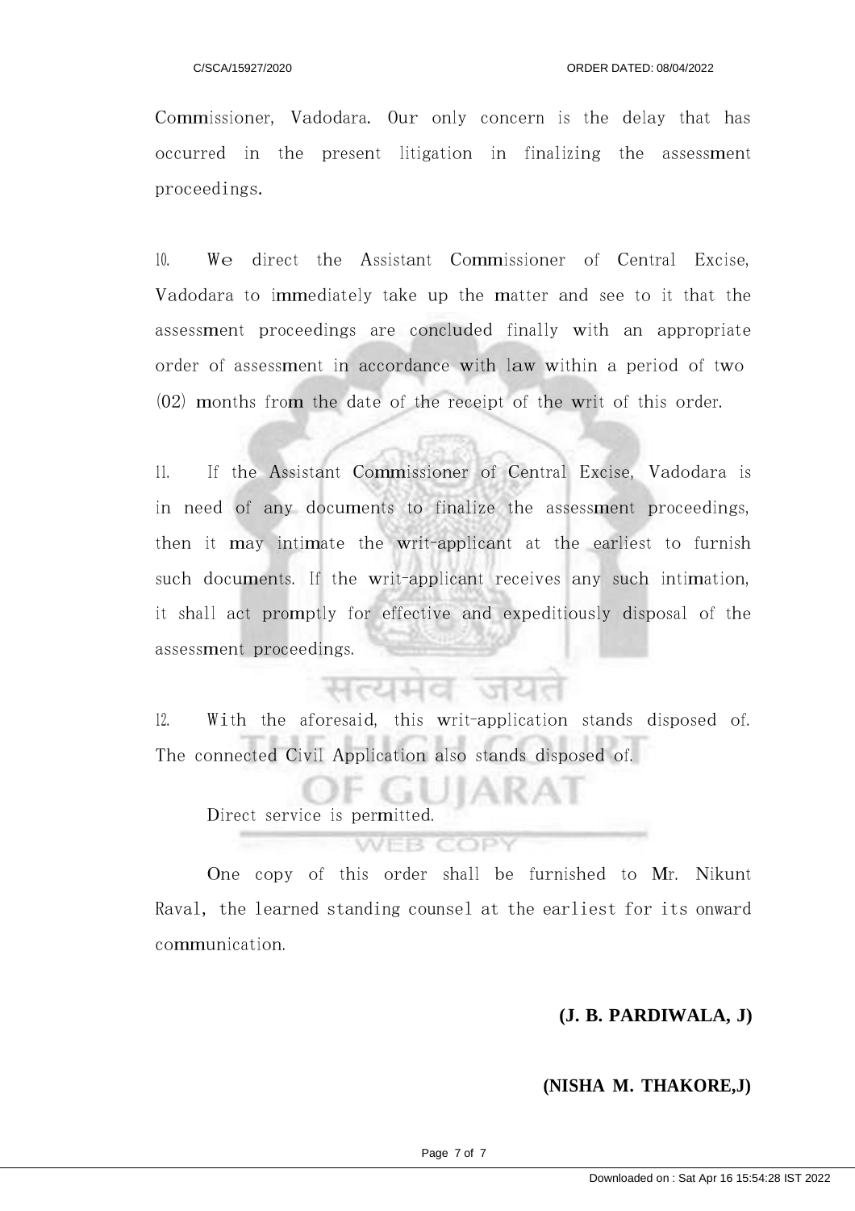Commissioner, Vadodara. Our only concern is the delay that has occurred in the present litigation in finalizing the assessment proceedings.

10. We direct the Assistant Commissioner of Central Excise, Vadodara to immediately take up the matter and see to it that the assessment proceedings are concluded finally with an appropriate order of assessment in accordance with law within a period of two (02) months from the date of the receipt of the writ of this order.

11. If the Assistant Commissioner of Central Excise, Vadodara is in need of any documents to finalize the assessment proceedings, then it may intimate the writ-applicant at the earliest to furnish such documents. If the writ-applicant receives any such intimation, it shall act promptly for effective and expeditiously disposal of the assessment proceedings.

12. With the aforesaid, this writ-application stands disposed of. The connected Civil Application also stands disposed of.

Direct service is permitted.

One copy of this order shall be furnished to Mr. Nikunt Raval, the learned standing counsel at the earliest for its onward communication.

**(J. B. PARDIWALA, J)**

**(NISHA M. THAKORE,J)**